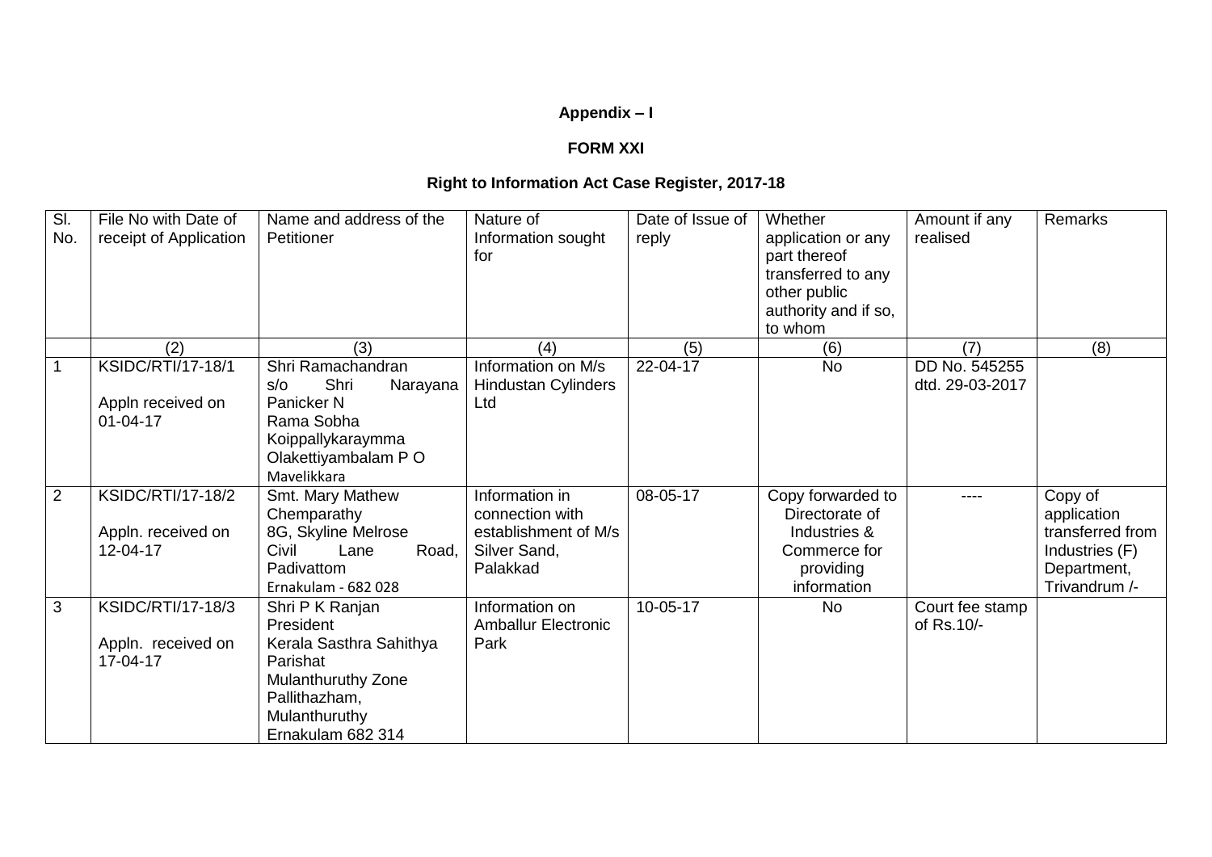**Appendix – I**

**FORM XXI**

**Right to Information Act Case Register, 2017-18**

| Sl. No. | File No with Date of receipt of Application | Name and address of the Petitioner | Nature of Information sought for | Date of Issue of reply | Whether application or any part thereof transferred to any other public authority and if so, to whom | Amount if any realised | Remarks |
|---|---|---|---|---|---|---|---|
| | (2) | (3) | (4) | (5) | (6) | (7) | (8) |
| 1 | KSIDC/RTI/17-18/1<br><br>Appln received on 01-04-17 | Shri Ramachandran<br>s/o Shri Narayana Panicker N<br>Rama Sobha<br>Koippallykaraymma<br>Olakettiyambalam P O<br>Mavelikkara | Information on M/s Hindustan Cylinders Ltd | 22-04-17 | No | DD No. 545255 dtd. 29-03-2017 | |
| 2 | KSIDC/RTI/17-18/2<br><br>Appln. received on 12-04-17 | Smt. Mary Mathew<br>Chemparathy<br>8G, Skyline Melrose<br>Civil Lane Road, Padivattom<br>Ernakulam - 682 028 | Information in connection with establishment of M/s Silver Sand, Palakkad | 08-05-17 | Copy forwarded to Directorate of Industries & Commerce for providing information | ---- | Copy of application transferred from Industries (F) Department, Trivandrum /- |
| 3 | KSIDC/RTI/17-18/3<br><br>Appln. received on 17-04-17 | Shri P K Ranjan<br>President<br>Kerala Sasthra Sahithya Parishat<br>Mulanthuruthy Zone<br>Pallithazham,<br>Mulanthuruthy<br>Ernakulam 682 314 | Information on Amballur Electronic Park | 10-05-17 | No | Court fee stamp of Rs.10/- | |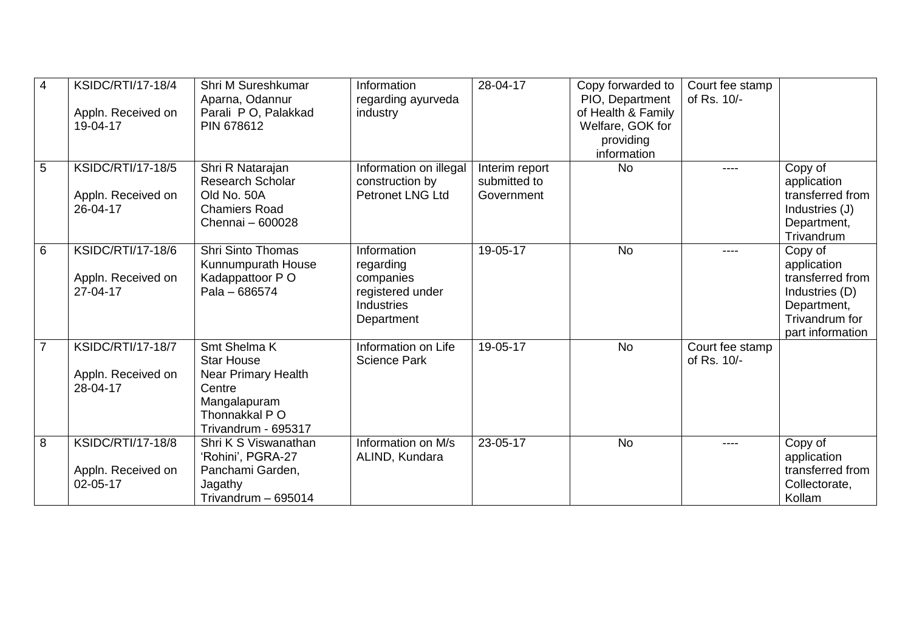| 4 | KSIDC/RTI/17-18/4<br><br>Appln. Received on 19-04-17 | Shri M Sureshkumar<br>Aparna, Odannur<br>Parali P O, Palakkad<br>PIN 678612 | Information regarding ayurveda industry | 28-04-17 | Copy forwarded to PIO, Department of Health & Family Welfare, GOK for providing information | Court fee stamp of Rs. 10/- | |
|---|---|---|---|---|---|---|---|
| 5 | KSIDC/RTI/17-18/5<br><br>Appln. Received on 26-04-17 | Shri R Natarajan<br>Research Scholar<br>Old No. 50A<br>Chamiers Road<br>Chennai – 600028 | Information on illegal construction by Petronet LNG Ltd | Interim report submitted to Government | No | ---- | Copy of application transferred from Industries (J) Department, Trivandrum |
| 6 | KSIDC/RTI/17-18/6<br><br>Appln. Received on 27-04-17 | Shri Sinto Thomas<br>Kunnumpurath House<br>Kadappattoor P O<br>Pala – 686574 | Information regarding companies registered under Industries Department | 19-05-17 | No | ---- | Copy of application transferred from Industries (D) Department, Trivandrum for part information |
| 7 | KSIDC/RTI/17-18/7<br><br>Appln. Received on 28-04-17 | Smt Shelma K<br>Star House<br>Near Primary Health Centre<br>Mangalapuram<br>Thonnakkal P O<br>Trivandrum - 695317 | Information on Life Science Park | 19-05-17 | No | Court fee stamp of Rs. 10/- | |
| 8 | KSIDC/RTI/17-18/8<br><br>Appln. Received on 02-05-17 | Shri K S Viswanathan<br>'Rohini', PGRA-27<br>Panchami Garden,<br>Jagathy<br>Trivandrum – 695014 | Information on M/s ALIND, Kundara | 23-05-17 | No | ---- | Copy of application transferred from Collectorate, Kollam |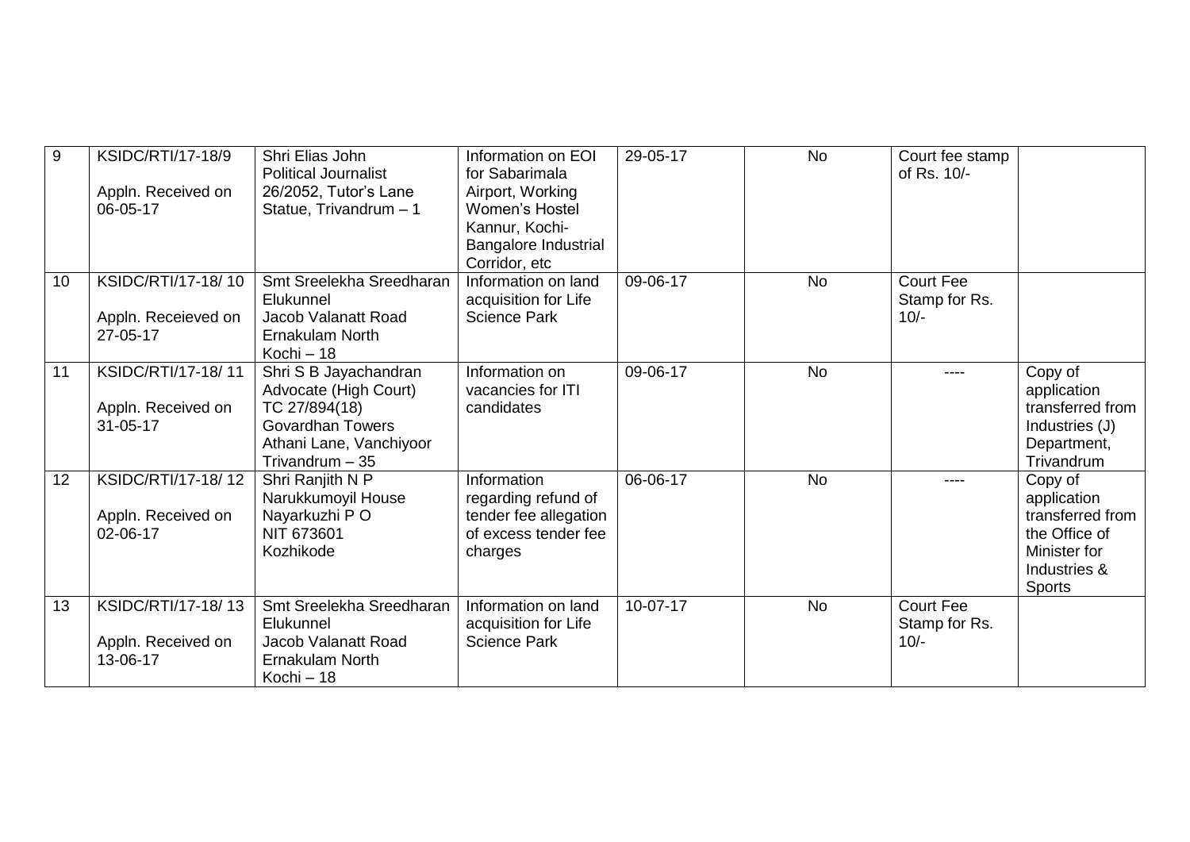| 9 | KSIDC/RTI/17-18/9<br><br>Appln. Received on 06-05-17 | Shri Elias John<br>Political Journalist<br>26/2052, Tutor's Lane<br>Statue, Trivandrum – 1 | Information on EOI for Sabarimala Airport, Working Women's Hostel Kannur, Kochi-Bangalore Industrial Corridor, etc | 29-05-17 | No | Court fee stamp of Rs. 10/- | |
|---|---|---|---|---|---|---|---|
| 10 | KSIDC/RTI/17-18/ 10<br><br>Appln. Receieved on 27-05-17 | Smt Sreelekha Sreedharan<br>Elukunnel<br>Jacob Valanatt Road<br>Ernakulam North<br>Kochi – 18 | Information on land acquisition for Life Science Park | 09-06-17 | No | Court Fee Stamp for Rs. 10/- | |
| 11 | KSIDC/RTI/17-18/ 11<br><br>Appln. Received on 31-05-17 | Shri S B Jayachandran<br>Advocate (High Court)<br>TC 27/894(18)<br>Govardhan Towers<br>Athani Lane, Vanchiyoor<br>Trivandrum – 35 | Information on vacancies for ITI candidates | 09-06-17 | No | ---- | Copy of application transferred from Industries (J) Department, Trivandrum |
| 12 | KSIDC/RTI/17-18/ 12<br><br>Appln. Received on 02-06-17 | Shri Ranjith N P<br>Narukkumoyil House<br>Nayarkuzhi P O<br>NIT 673601<br>Kozhikode | Information regarding refund of tender fee allegation of excess tender fee charges | 06-06-17 | No | ---- | Copy of application transferred from the Office of Minister for Industries & Sports |
| 13 | KSIDC/RTI/17-18/ 13<br><br>Appln. Received on 13-06-17 | Smt Sreelekha Sreedharan<br>Elukunnel<br>Jacob Valanatt Road<br>Ernakulam North<br>Kochi – 18 | Information on land acquisition for Life Science Park | 10-07-17 | No | Court Fee Stamp for Rs. 10/- | |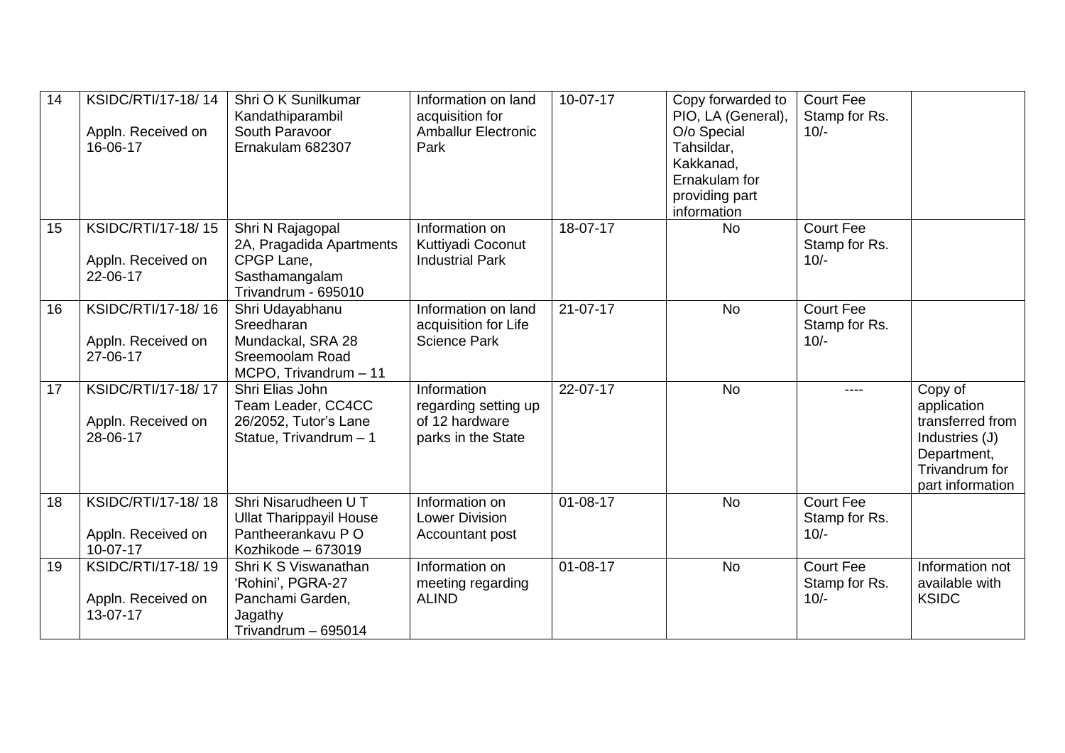| 14 | KSIDC/RTI/17-18/ 14<br><br>Appln. Received on 16-06-17 | Shri O K Sunilkumar<br>Kandathiparambil<br>South Paravoor<br>Ernakulam 682307 | Information on land acquisition for Amballur Electronic Park | 10-07-17 | Copy forwarded to PIO, LA (General), O/o Special Tahsildar, Kakkanad, Ernakulam for providing part information | Court Fee Stamp for Rs. 10/- | |
|---|---|---|---|---|---|---|---|
| 15 | KSIDC/RTI/17-18/ 15<br><br>Appln. Received on 22-06-17 | Shri N Rajagopal<br>2A, Pragadida Apartments<br>CPGP Lane,<br>Sasthamangalam<br>Trivandrum - 695010 | Information on Kuttiyadi Coconut Industrial Park | 18-07-17 | No | Court Fee Stamp for Rs. 10/- | |
| 16 | KSIDC/RTI/17-18/ 16<br><br>Appln. Received on 27-06-17 | Shri Udayabhanu Sreedharan<br>Mundackal, SRA 28<br>Sreemoolam Road<br>MCPO, Trivandrum – 11 | Information on land acquisition for Life Science Park | 21-07-17 | No | Court Fee Stamp for Rs. 10/- | |
| 17 | KSIDC/RTI/17-18/ 17<br><br>Appln. Received on 28-06-17 | Shri Elias John<br>Team Leader, CC4CC<br>26/2052, Tutor's Lane<br>Statue, Trivandrum – 1 | Information regarding setting up of 12 hardware parks in the State | 22-07-17 | No | ---- | Copy of application transferred from Industries (J) Department, Trivandrum for part information |
| 18 | KSIDC/RTI/17-18/ 18<br><br>Appln. Received on 10-07-17 | Shri Nisarudheen U T<br>Ullat Tharippayil House<br>Pantheerankavu P O<br>Kozhikode – 673019 | Information on Lower Division Accountant post | 01-08-17 | No | Court Fee Stamp for Rs. 10/- | |
| 19 | KSIDC/RTI/17-18/ 19<br><br>Appln. Received on 13-07-17 | Shri K S Viswanathan<br>'Rohini', PGRA-27<br>Panchami Garden,<br>Jagathy<br>Trivandrum – 695014 | Information on meeting regarding ALIND | 01-08-17 | No | Court Fee Stamp for Rs. 10/- | Information not available with KSIDC |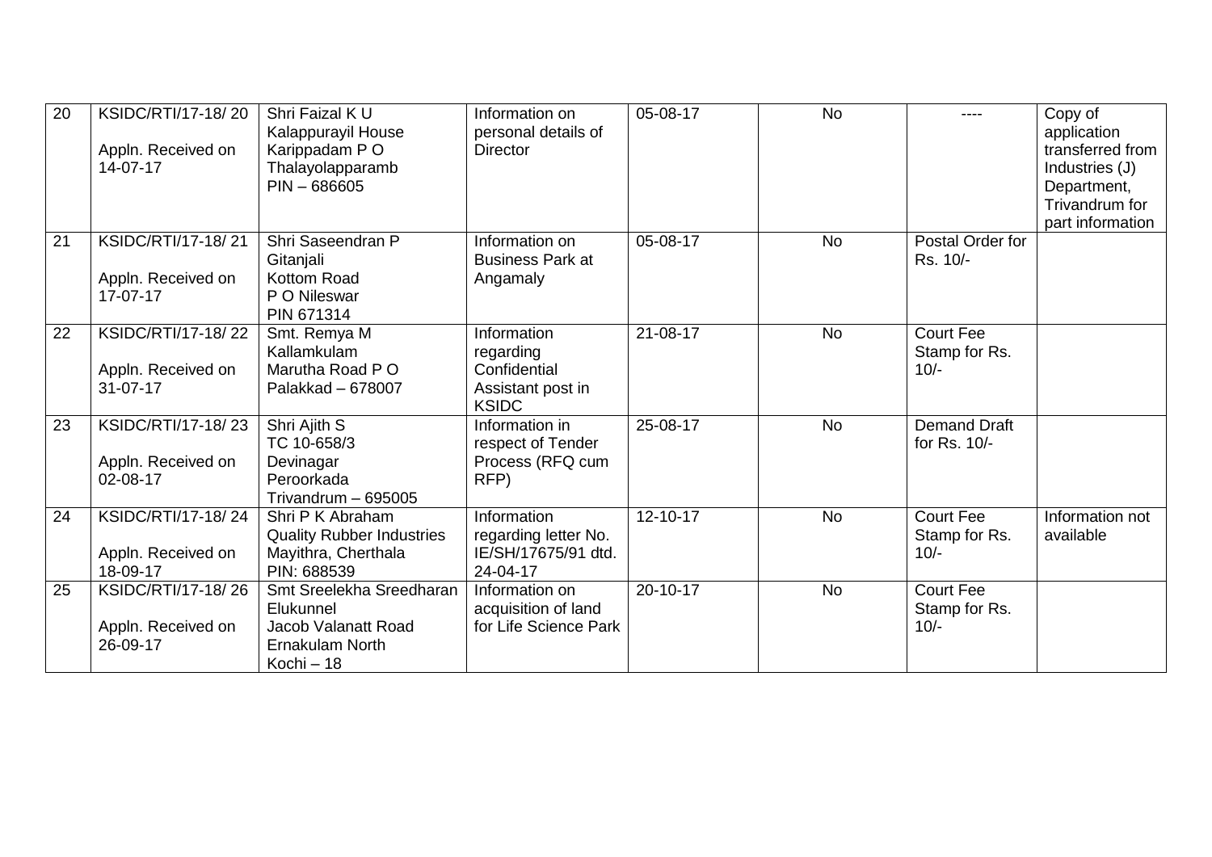| 20 | KSIDC/RTI/17-18/ 20<br><br>Appln. Received on 14-07-17 | Shri Faizal K U<br>Kalappurayil House<br>Karippadam P O<br>Thalayolapparamb<br>PIN – 686605 | Information on personal details of Director | 05-08-17 | No | ---- | Copy of application transferred from Industries (J) Department, Trivandrum for part information |
|---|---|---|---|---|---|---|---|
| 21 | KSIDC/RTI/17-18/ 21<br><br>Appln. Received on 17-07-17 | Shri Saseendran P<br>Gitanjali<br>Kottom Road<br>P O Nileswar<br>PIN 671314 | Information on Business Park at Angamaly | 05-08-17 | No | Postal Order for Rs. 10/- | |
| 22 | KSIDC/RTI/17-18/ 22<br><br>Appln. Received on 31-07-17 | Smt. Remya M<br>Kallamkulam<br>Marutha Road P O<br>Palakkad – 678007 | Information regarding Confidential Assistant post in KSIDC | 21-08-17 | No | Court Fee Stamp for Rs. 10/- | |
| 23 | KSIDC/RTI/17-18/ 23<br><br>Appln. Received on 02-08-17 | Shri Ajith S<br>TC 10-658/3<br>Devinagar<br>Peroorkada<br>Trivandrum – 695005 | Information in respect of Tender Process (RFQ cum RFP) | 25-08-17 | No | Demand Draft for Rs. 10/- | |
| 24 | KSIDC/RTI/17-18/ 24<br><br>Appln. Received on 18-09-17 | Shri P K Abraham<br>Quality Rubber Industries<br>Mayithra, Cherthala<br>PIN: 688539 | Information regarding letter No. IE/SH/17675/91 dtd. 24-04-17 | 12-10-17 | No | Court Fee Stamp for Rs. 10/- | Information not available |
| 25 | KSIDC/RTI/17-18/ 26<br><br>Appln. Received on 26-09-17 | Smt Sreelekha Sreedharan<br>Elukunnel<br>Jacob Valanatt Road<br>Ernakulam North<br>Kochi – 18 | Information on acquisition of land for Life Science Park | 20-10-17 | No | Court Fee Stamp for Rs. 10/- | |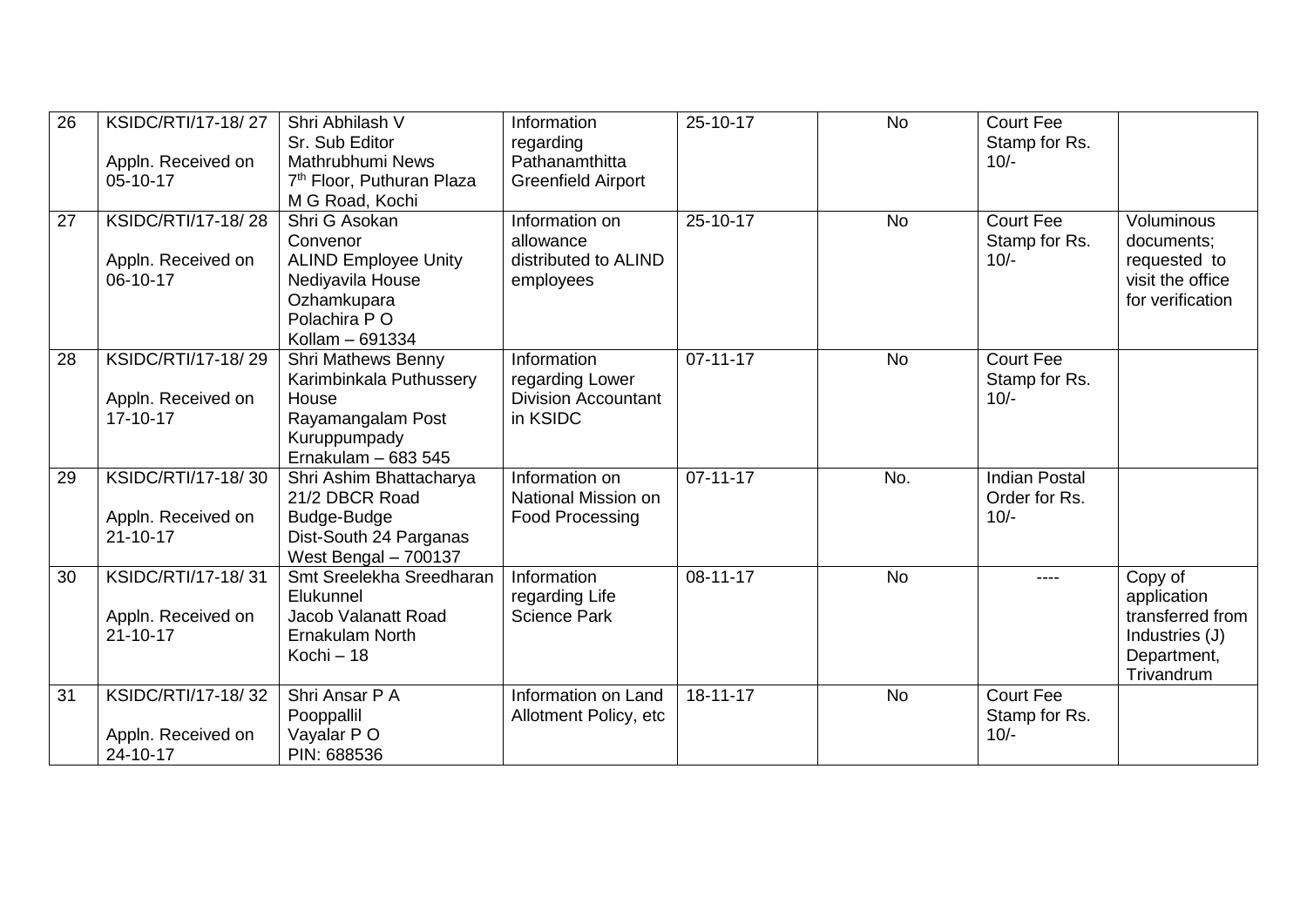| 26 | KSIDC/RTI/17-18/ 27<br><br>Appln. Received on 05-10-17 | Shri Abhilash V<br>Sr. Sub Editor<br>Mathrubhumi News<br>7th Floor, Puthuran Plaza<br>M G Road, Kochi | Information regarding Pathanamthitta Greenfield Airport | 25-10-17 | No | Court Fee Stamp for Rs. 10/- | |
|---|---|---|---|---|---|---|---|
| 27 | KSIDC/RTI/17-18/ 28<br><br>Appln. Received on 06-10-17 | Shri G Asokan<br>Convenor<br>ALIND Employee Unity<br>Nediyavila House<br>Ozhamkupara<br>Polachira P O<br>Kollam – 691334 | Information on allowance distributed to ALIND employees | 25-10-17 | No | Court Fee Stamp for Rs. 10/- | Voluminous documents; requested to visit the office for verification |
| 28 | KSIDC/RTI/17-18/ 29<br><br>Appln. Received on 17-10-17 | Shri Mathews Benny<br>Karimbinkala Puthussery House<br>Rayamangalam Post<br>Kuruppumpady<br>Ernakulam – 683 545 | Information regarding Lower Division Accountant in KSIDC | 07-11-17 | No | Court Fee Stamp for Rs. 10/- | |
| 29 | KSIDC/RTI/17-18/ 30<br><br>Appln. Received on 21-10-17 | Shri Ashim Bhattacharya<br>21/2 DBCR Road<br>Budge-Budge<br>Dist-South 24 Parganas<br>West Bengal – 700137 | Information on National Mission on Food Processing | 07-11-17 | No. | Indian Postal Order for Rs. 10/- | |
| 30 | KSIDC/RTI/17-18/ 31<br><br>Appln. Received on 21-10-17 | Smt Sreelekha Sreedharan<br>Elukunnel<br>Jacob Valanatt Road<br>Ernakulam North<br>Kochi – 18 | Information regarding Life Science Park | 08-11-17 | No | ---- | Copy of application transferred from Industries (J) Department, Trivandrum |
| 31 | KSIDC/RTI/17-18/ 32<br><br>Appln. Received on 24-10-17 | Shri Ansar P A<br>Pooppallil<br>Vayalar P O<br>PIN: 688536 | Information on Land Allotment Policy, etc | 18-11-17 | No | Court Fee Stamp for Rs. 10/- | |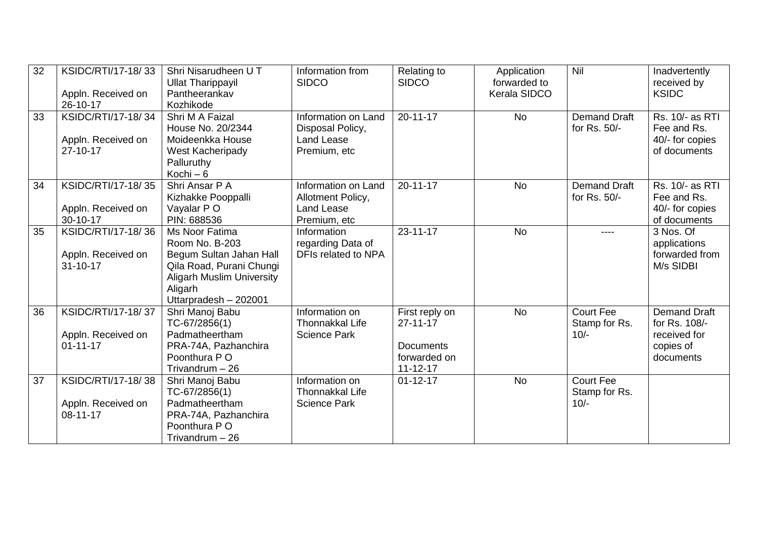| 32 | KSIDC/RTI/17-18/ 33<br><br>Appln. Received on 26-10-17 | Shri Nisarudheen U T<br>Ullat Tharippayil<br>Pantheerankav<br>Kozhikode | Information from SIDCO | Relating to SIDCO | Application forwarded to Kerala SIDCO | Nil | Inadvertently received by KSIDC |
|---|---|---|---|---|---|---|---|
| 33 | KSIDC/RTI/17-18/ 34<br><br>Appln. Received on 27-10-17 | Shri M A Faizal<br>House No. 20/2344<br>Moideenkka House<br>West Kacheripady<br>Palluruthy<br>Kochi – 6 | Information on Land Disposal Policy, Land Lease Premium, etc | 20-11-17 | No | Demand Draft for Rs. 50/- | Rs. 10/- as RTI Fee and Rs. 40/- for copies of documents |
| 34 | KSIDC/RTI/17-18/ 35<br><br>Appln. Received on 30-10-17 | Shri Ansar P A<br>Kizhakke Pooppalli<br>Vayalar P O<br>PIN: 688536 | Information on Land Allotment Policy, Land Lease Premium, etc | 20-11-17 | No | Demand Draft for Rs. 50/- | Rs. 10/- as RTI Fee and Rs. 40/- for copies of documents |
| 35 | KSIDC/RTI/17-18/ 36<br><br>Appln. Received on 31-10-17 | Ms Noor Fatima<br>Room No. B-203<br>Begum Sultan Jahan Hall<br>Qila Road, Purani Chungi<br>Aligarh Muslim University<br>Aligarh<br>Uttarpradesh – 202001 | Information regarding Data of DFIs related to NPA | 23-11-17 | No | ---- | 3 Nos. Of applications forwarded from M/s SIDBI |
| 36 | KSIDC/RTI/17-18/ 37<br><br>Appln. Received on 01-11-17 | Shri Manoj Babu<br>TC-67/2856(1)<br>Padmatheertham<br>PRA-74A, Pazhanchira<br>Poonthura P O<br>Trivandrum – 26 | Information on Thonnakkal Life Science Park | First reply on 27-11-17<br><br>Documents forwarded on 11-12-17 | No | Court Fee Stamp for Rs. 10/- | Demand Draft for Rs. 108/- received for copies of documents |
| 37 | KSIDC/RTI/17-18/ 38<br><br>Appln. Received on 08-11-17 | Shri Manoj Babu<br>TC-67/2856(1)<br>Padmatheertham<br>PRA-74A, Pazhanchira<br>Poonthura P O<br>Trivandrum – 26 | Information on Thonnakkal Life Science Park | 01-12-17 | No | Court Fee Stamp for Rs. 10/- | |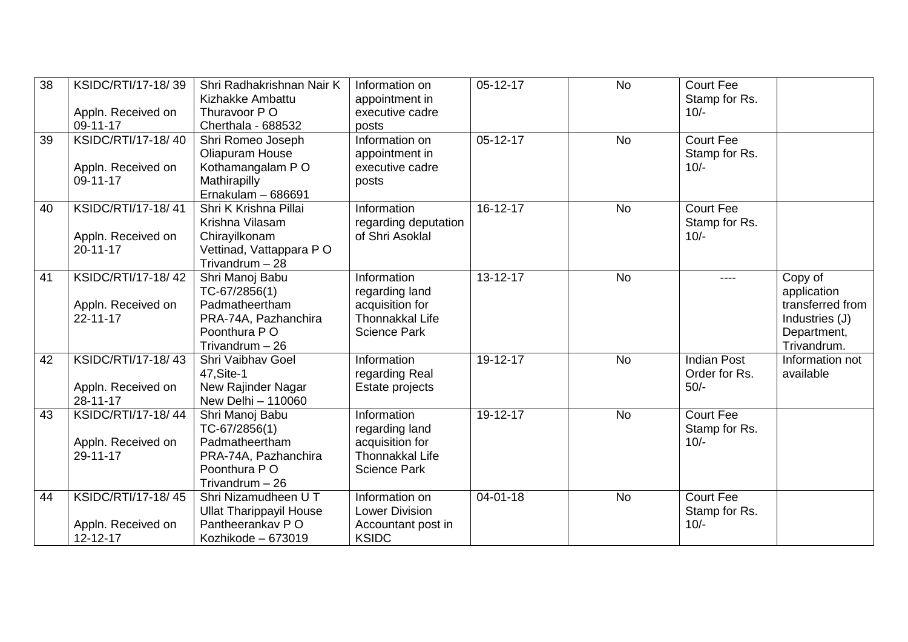| 38 | KSIDC/RTI/17-18/ 39<br><br>Appln. Received on 09-11-17 | Shri Radhakrishnan Nair K<br>Kizhakke Ambattu<br>Thuravoor P O<br>Cherthala - 688532 | Information on appointment in executive cadre posts | 05-12-17 | No | Court Fee Stamp for Rs. 10/- | |
|---|---|---|---|---|---|---|---|
| 39 | KSIDC/RTI/17-18/ 40<br><br>Appln. Received on 09-11-17 | Shri Romeo Joseph<br>Oliapuram House<br>Kothamangalam P O<br>Mathirapilly<br>Ernakulam – 686691 | Information on appointment in executive cadre posts | 05-12-17 | No | Court Fee Stamp for Rs. 10/- | |
| 40 | KSIDC/RTI/17-18/ 41<br><br>Appln. Received on 20-11-17 | Shri K Krishna Pillai<br>Krishna Vilasam<br>Chirayilkonam<br>Vettinad, Vattappara P O<br>Trivandrum – 28 | Information regarding deputation of Shri Asoklal | 16-12-17 | No | Court Fee Stamp for Rs. 10/- | |
| 41 | KSIDC/RTI/17-18/ 42<br><br>Appln. Received on 22-11-17 | Shri Manoj Babu<br>TC-67/2856(1)<br>Padmatheertham<br>PRA-74A, Pazhanchira<br>Poonthura P O<br>Trivandrum – 26 | Information regarding land acquisition for Thonnakkal Life Science Park | 13-12-17 | No | ---- | Copy of application transferred from Industries (J) Department, Trivandrum. |
| 42 | KSIDC/RTI/17-18/ 43<br><br>Appln. Received on 28-11-17 | Shri Vaibhav Goel<br>47,Site-1<br>New Rajinder Nagar<br>New Delhi – 110060 | Information regarding Real Estate projects | 19-12-17 | No | Indian Post Order for Rs. 50/- | Information not available |
| 43 | KSIDC/RTI/17-18/ 44<br><br>Appln. Received on 29-11-17 | Shri Manoj Babu<br>TC-67/2856(1)<br>Padmatheertham<br>PRA-74A, Pazhanchira<br>Poonthura P O<br>Trivandrum – 26 | Information regarding land acquisition for Thonnakkal Life Science Park | 19-12-17 | No | Court Fee Stamp for Rs. 10/- | |
| 44 | KSIDC/RTI/17-18/ 45<br><br>Appln. Received on 12-12-17 | Shri Nizamudheen U T<br>Ullat Tharippayil House<br>Pantheerankav P O<br>Kozhikode – 673019 | Information on Lower Division Accountant post in KSIDC | 04-01-18 | No | Court Fee Stamp for Rs. 10/- | |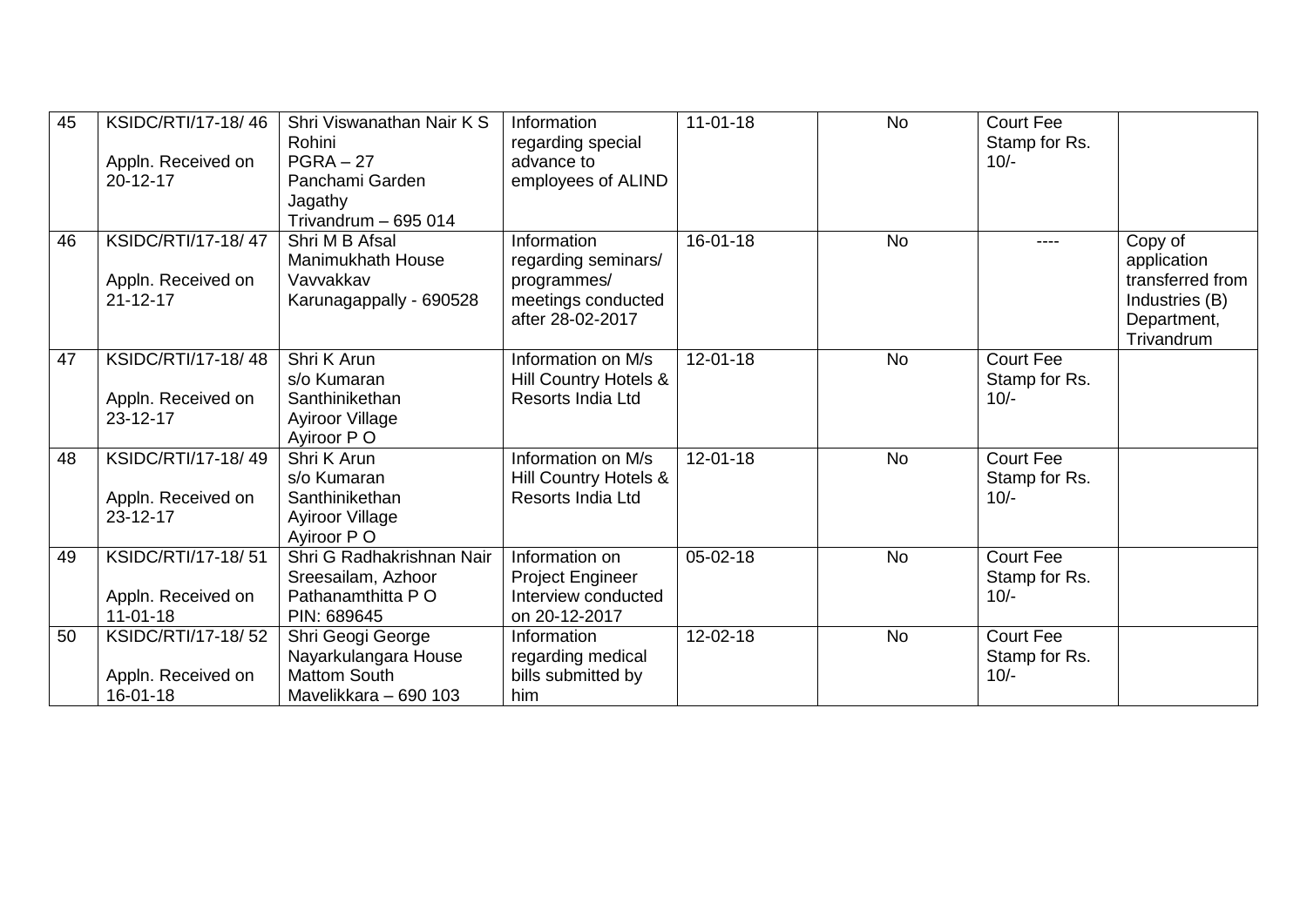| 45 | KSIDC/RTI/17-18/ 46<br><br>Appln. Received on 20-12-17 | Shri Viswanathan Nair K S<br>Rohini<br>PGRA – 27<br>Panchami Garden<br>Jagathy<br>Trivandrum – 695 014 | Information regarding special advance to employees of ALIND | 11-01-18 | No | Court Fee Stamp for Rs. 10/- | |
|---|---|---|---|---|---|---|---|
| 46 | KSIDC/RTI/17-18/ 47<br><br>Appln. Received on 21-12-17 | Shri M B Afsal<br>Manimukhath House<br>Vavvakkav<br>Karunagappally - 690528 | Information regarding seminars/ programmes/ meetings conducted after 28-02-2017 | 16-01-18 | No | ---- | Copy of application transferred from Industries (B) Department, Trivandrum |
| 47 | KSIDC/RTI/17-18/ 48<br><br>Appln. Received on 23-12-17 | Shri K Arun<br>s/o Kumaran<br>Santhinikethan<br>Ayiroor Village<br>Ayiroor P O | Information on M/s Hill Country Hotels & Resorts India Ltd | 12-01-18 | No | Court Fee Stamp for Rs. 10/- | |
| 48 | KSIDC/RTI/17-18/ 49<br><br>Appln. Received on 23-12-17 | Shri K Arun<br>s/o Kumaran<br>Santhinikethan<br>Ayiroor Village<br>Ayiroor P O | Information on M/s Hill Country Hotels & Resorts India Ltd | 12-01-18 | No | Court Fee Stamp for Rs. 10/- | |
| 49 | KSIDC/RTI/17-18/ 51<br><br>Appln. Received on 11-01-18 | Shri G Radhakrishnan Nair<br>Sreesailam, Azhoor<br>Pathanamthitta P O<br>PIN: 689645 | Information on Project Engineer Interview conducted on 20-12-2017 | 05-02-18 | No | Court Fee Stamp for Rs. 10/- | |
| 50 | KSIDC/RTI/17-18/ 52<br><br>Appln. Received on 16-01-18 | Shri Geogi George<br>Nayarkulangara House<br>Mattom South<br>Mavelikkara – 690 103 | Information regarding medical bills submitted by him | 12-02-18 | No | Court Fee Stamp for Rs. 10/- | |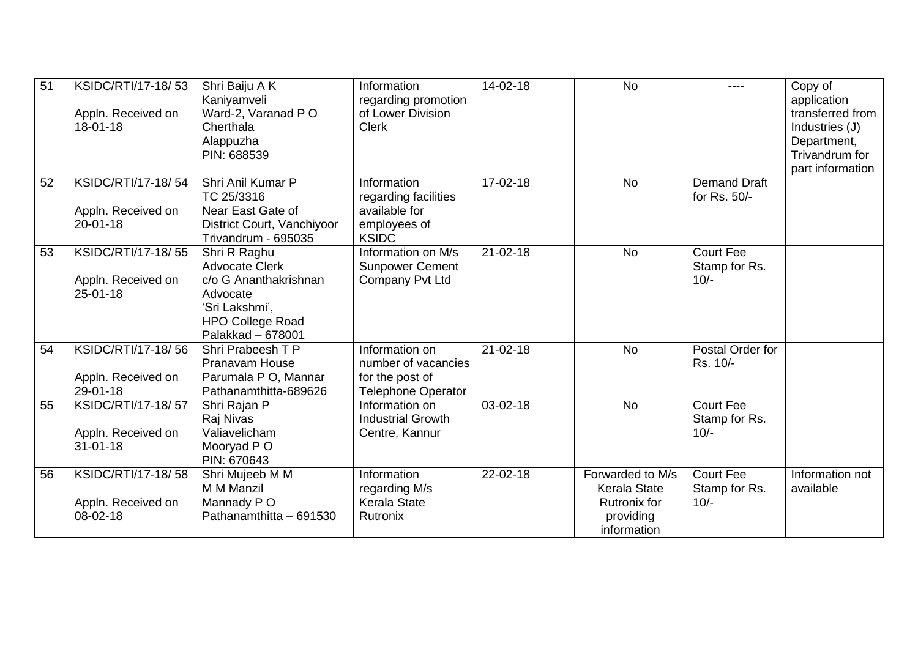| 51 | KSIDC/RTI/17-18/ 53<br><br>Appln. Received on 18-01-18 | Shri Baiju A K<br>Kaniyamveli<br>Ward-2, Varanad P O<br>Cherthala<br>Alappuzha<br>PIN: 688539 | Information regarding promotion of Lower Division Clerk | 14-02-18 | No | ---- | Copy of application transferred from Industries (J) Department, Trivandrum for part information |
|---|---|---|---|---|---|---|---|
| 52 | KSIDC/RTI/17-18/ 54<br><br>Appln. Received on 20-01-18 | Shri Anil Kumar P<br>TC 25/3316<br>Near East Gate of District Court, Vanchiyoor<br>Trivandrum - 695035 | Information regarding facilities available for employees of KSIDC | 17-02-18 | No | Demand Draft for Rs. 50/- | |
| 53 | KSIDC/RTI/17-18/ 55<br><br>Appln. Received on 25-01-18 | Shri R Raghu<br>Advocate Clerk<br>c/o G Ananthakrishnan<br>Advocate<br>'Sri Lakshmi',<br>HPO College Road<br>Palakkad – 678001 | Information on M/s Sunpower Cement Company Pvt Ltd | 21-02-18 | No | Court Fee Stamp for Rs. 10/- | |
| 54 | KSIDC/RTI/17-18/ 56<br><br>Appln. Received on 29-01-18 | Shri Prabeesh T P<br>Pranavam House<br>Parumala P O, Mannar<br>Pathanamthitta-689626 | Information on number of vacancies for the post of Telephone Operator | 21-02-18 | No | Postal Order for Rs. 10/- | |
| 55 | KSIDC/RTI/17-18/ 57<br><br>Appln. Received on 31-01-18 | Shri Rajan P<br>Raj Nivas<br>Valiavelicham<br>Mooryad P O<br>PIN: 670643 | Information on Industrial Growth Centre, Kannur | 03-02-18 | No | Court Fee Stamp for Rs. 10/- | |
| 56 | KSIDC/RTI/17-18/ 58<br><br>Appln. Received on 08-02-18 | Shri Mujeeb M M<br>M M Manzil<br>Mannady P O<br>Pathanamthitta – 691530 | Information regarding M/s Kerala State Rutronix | 22-02-18 | Forwarded to M/s Kerala State Rutronix for providing information | Court Fee Stamp for Rs. 10/- | Information not available |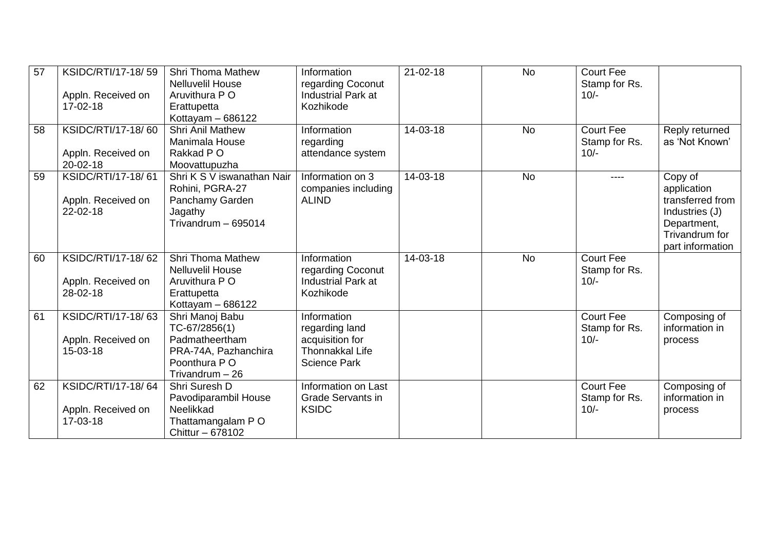| 57 | KSIDC/RTI/17-18/ 59<br><br>Appln. Received on 17-02-18 | Shri Thoma Mathew<br>Nelluvelil House<br>Aruvithura P O<br>Erattupetta<br>Kottayam – 686122 | Information regarding Coconut Industrial Park at Kozhikode | 21-02-18 | No | Court Fee Stamp for Rs. 10/- | |
|---|---|---|---|---|---|---|---|
| 58 | KSIDC/RTI/17-18/ 60<br><br>Appln. Received on 20-02-18 | Shri Anil Mathew<br>Manimala House<br>Rakkad P O<br>Moovattupuzha | Information regarding attendance system | 14-03-18 | No | Court Fee Stamp for Rs. 10/- | Reply returned as 'Not Known' |
| 59 | KSIDC/RTI/17-18/ 61<br><br>Appln. Received on 22-02-18 | Shri K S V iswanathan Nair<br>Rohini, PGRA-27<br>Panchamy Garden<br>Jagathy<br>Trivandrum – 695014 | Information on 3 companies including ALIND | 14-03-18 | No | ---- | Copy of application transferred from Industries (J) Department, Trivandrum for part information |
| 60 | KSIDC/RTI/17-18/ 62<br><br>Appln. Received on 28-02-18 | Shri Thoma Mathew<br>Nelluvelil House<br>Aruvithura P O<br>Erattupetta<br>Kottayam – 686122 | Information regarding Coconut Industrial Park at Kozhikode | 14-03-18 | No | Court Fee Stamp for Rs. 10/- | |
| 61 | KSIDC/RTI/17-18/ 63<br><br>Appln. Received on 15-03-18 | Shri Manoj Babu<br>TC-67/2856(1)<br>Padmatheertham<br>PRA-74A, Pazhanchira<br>Poonthura P O<br>Trivandrum – 26 | Information regarding land acquisition for Thonnakkal Life Science Park | | | Court Fee Stamp for Rs. 10/- | Composing of information in process |
| 62 | KSIDC/RTI/17-18/ 64<br><br>Appln. Received on 17-03-18 | Shri Suresh D<br>Pavodiparambil House<br>Neelikkad<br>Thattamangalam P O<br>Chittur – 678102 | Information on Last Grade Servants in KSIDC | | | Court Fee Stamp for Rs. 10/- | Composing of information in process |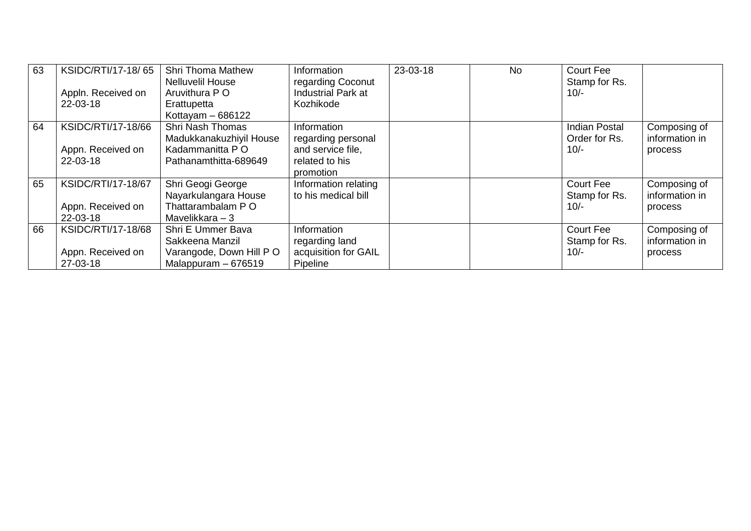| | | | | | | | |
|---|---|---|---|---|---|---|---|
| 63 | KSIDC/RTI/17-18/ 65<br><br>Appln. Received on 22-03-18 | Shri Thoma Mathew<br>Nelluvelil House<br>Aruvithura P O<br>Erattupetta<br>Kottayam – 686122 | Information regarding Coconut Industrial Park at Kozhikode | 23-03-18 | No | Court Fee Stamp for Rs. 10/- | |
| 64 | KSIDC/RTI/17-18/66<br><br>Appn. Received on 22-03-18 | Shri Nash Thomas<br>Madukkanakuzhiyil House<br>Kadammanitta P O<br>Pathanamthitta-689649 | Information regarding personal and service file, related to his promotion | | | Indian Postal Order for Rs. 10/- | Composing of information in process |
| 65 | KSIDC/RTI/17-18/67<br><br>Appn. Received on 22-03-18 | Shri Geogi George<br>Nayarkulangara House<br>Thattarambalam P O<br>Mavelikkara – 3 | Information relating to his medical bill | | | Court Fee Stamp for Rs. 10/- | Composing of information in process |
| 66 | KSIDC/RTI/17-18/68<br><br>Appn. Received on 27-03-18 | Shri E Ummer Bava<br>Sakkeena Manzil<br>Varangode, Down Hill P O<br>Malappuram – 676519 | Information regarding land acquisition for GAIL Pipeline | | | Court Fee Stamp for Rs. 10/- | Composing of information in process |